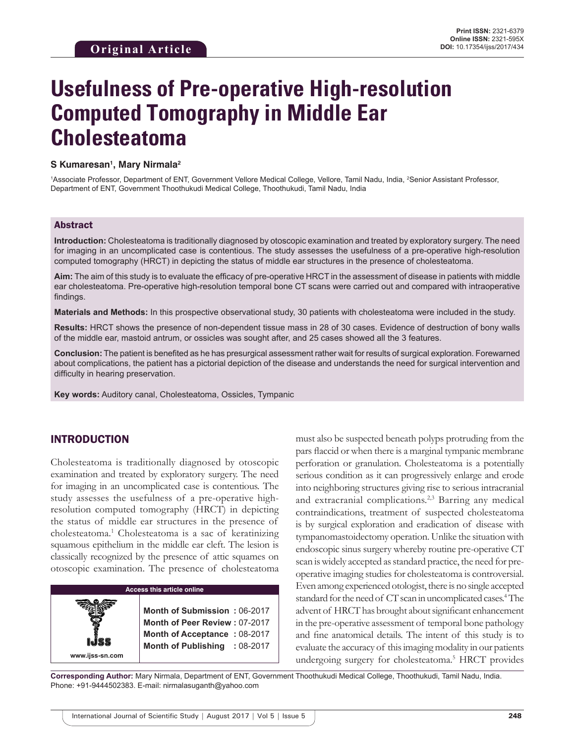Original Article

Print ISSN: 2321-6379
Online ISSN: 2321-595X
DOI: 10.17354/ijss/2017/434

# Usefulness of Pre-operative High-resolution Computed Tomography in Middle Ear Cholesteatoma

**S Kumaresan[1], Mary Nirmala[2]**

[1]Associate Professor, Department of ENT, Government Vellore Medical College, Vellore, Tamil Nadu, India, [2]Senior Assistant Professor, Department of ENT, Government Thoothukudi Medical College, Thoothukudi, Tamil Nadu, India

## Abstract

**Introduction:** Cholesteatoma is traditionally diagnosed by otoscopic examination and treated by exploratory surgery. The need for imaging in an uncomplicated case is contentious. The study assesses the usefulness of a pre-operative high-resolution computed tomography (HRCT) in depicting the status of middle ear structures in the presence of cholesteatoma.

**Aim:** The aim of this study is to evaluate the efficacy of pre-operative HRCT in the assessment of disease in patients with middle ear cholesteatoma. Pre-operative high-resolution temporal bone CT scans were carried out and compared with intraoperative findings.

**Materials and Methods:** In this prospective observational study, 30 patients with cholesteatoma were included in the study.

**Results:** HRCT shows the presence of non-dependent tissue mass in 28 of 30 cases. Evidence of destruction of bony walls of the middle ear, mastoid antrum, or ossicles was sought after, and 25 cases showed all the 3 features.

**Conclusion:** The patient is benefited as he has presurgical assessment rather wait for results of surgical exploration. Forewarned about complications, the patient has a pictorial depiction of the disease and understands the need for surgical intervention and difficulty in hearing preservation.

**Key words:** Auditory canal, Cholesteatoma, Ossicles, Tympanic

## INTRODUCTION

Cholesteatoma is traditionally diagnosed by otoscopic examination and treated by exploratory surgery. The need for imaging in an uncomplicated case is contentious. The study assesses the usefulness of a pre-operative high-resolution computed tomography (HRCT) in depicting the status of middle ear structures in the presence of cholesteatoma.[1] Cholesteatoma is a sac of keratinizing squamous epithelium in the middle ear cleft. The lesion is classically recognized by the presence of attic squames on otoscopic examination. The presence of cholesteatoma must also be suspected beneath polyps protruding from the pars flaccid or when there is a marginal tympanic membrane perforation or granulation. Cholesteatoma is a potentially serious condition as it can progressively enlarge and erode into neighboring structures giving rise to serious intracranial and extracranial complications.[2,3] Barring any medical contraindications, treatment of suspected cholesteatoma is by surgical exploration and eradication of disease with tympanomastoidectomy operation. Unlike the situation with endoscopic sinus surgery whereby routine pre-operative CT scan is widely accepted as standard practice, the need for pre-operative imaging studies for cholesteatoma is controversial. Even among experienced otologist, there is no single accepted standard for the need of CT scan in uncomplicated cases.[4] The advent of HRCT has brought about significant enhancement in the pre-operative assessment of temporal bone pathology and fine anatomical details. The intent of this study is to evaluate the accuracy of this imaging modality in our patients undergoing surgery for cholesteatoma.[5] HRCT provides

| Access this article online | |
|---|---|
| www.ijss-sn.com | Month of Submission : 06-2017<br>Month of Peer Review : 07-2017<br>Month of Acceptance : 08-2017<br>Month of Publishing : 08-2017 |

**Corresponding Author:** Mary Nirmala, Department of ENT, Government Thoothukudi Medical College, Thoothukudi, Tamil Nadu, India. Phone: +91-9444502383. E-mail: nirmalasuganth@yahoo.com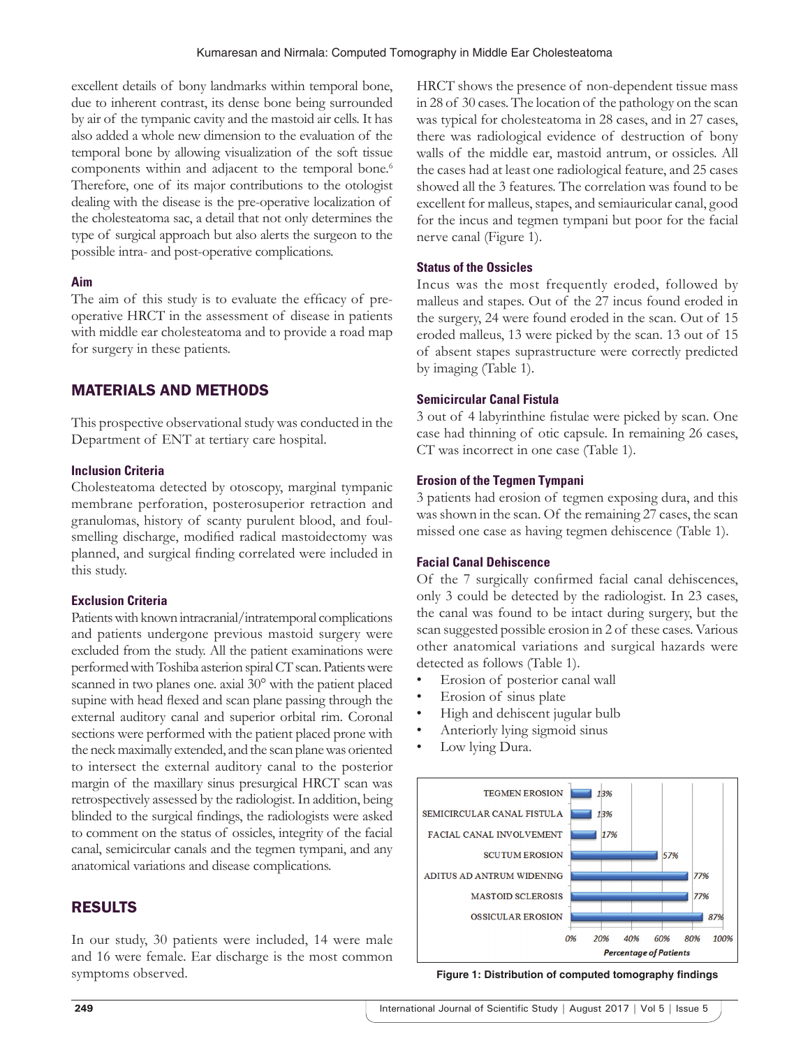excellent details of bony landmarks within temporal bone, due to inherent contrast, its dense bone being surrounded by air of the tympanic cavity and the mastoid air cells. It has also added a whole new dimension to the evaluation of the temporal bone by allowing visualization of the soft tissue components within and adjacent to the temporal bone.[6] Therefore, one of its major contributions to the otologist dealing with the disease is the pre-operative localization of the cholesteatoma sac, a detail that not only determines the type of surgical approach but also alerts the surgeon to the possible intra- and post-operative complications.

### Aim

The aim of this study is to evaluate the efficacy of pre-operative HRCT in the assessment of disease in patients with middle ear cholesteatoma and to provide a road map for surgery in these patients.

## MATERIALS AND METHODS

This prospective observational study was conducted in the Department of ENT at tertiary care hospital.

### Inclusion Criteria

Cholesteatoma detected by otoscopy, marginal tympanic membrane perforation, posterosuperior retraction and granulomas, history of scanty purulent blood, and foul-smelling discharge, modified radical mastoidectomy was planned, and surgical finding correlated were included in this study.

### Exclusion Criteria

Patients with known intracranial/intratemporal complications and patients undergone previous mastoid surgery were excluded from the study. All the patient examinations were performed with Toshiba asterion spiral CT scan. Patients were scanned in two planes one. axial 30° with the patient placed supine with head flexed and scan plane passing through the external auditory canal and superior orbital rim. Coronal sections were performed with the patient placed prone with the neck maximally extended, and the scan plane was oriented to intersect the external auditory canal to the posterior margin of the maxillary sinus presurgical HRCT scan was retrospectively assessed by the radiologist. In addition, being blinded to the surgical findings, the radiologists were asked to comment on the status of ossicles, integrity of the facial canal, semicircular canals and the tegmen tympani, and any anatomical variations and disease complications.

## RESULTS

In our study, 30 patients were included, 14 were male and 16 were female. Ear discharge is the most common symptoms observed.

HRCT shows the presence of non-dependent tissue mass in 28 of 30 cases. The location of the pathology on the scan was typical for cholesteatoma in 28 cases, and in 27 cases, there was radiological evidence of destruction of bony walls of the middle ear, mastoid antrum, or ossicles. All the cases had at least one radiological feature, and 25 cases showed all the 3 features. The correlation was found to be excellent for malleus, stapes, and semiauricular canal, good for the incus and tegmen tympani but poor for the facial nerve canal (Figure 1).

### Status of the Ossicles

Incus was the most frequently eroded, followed by malleus and stapes. Out of the 27 incus found eroded in the surgery, 24 were found eroded in the scan. Out of 15 eroded malleus, 13 were picked by the scan. 13 out of 15 of absent stapes suprastructure were correctly predicted by imaging (Table 1).

### Semicircular Canal Fistula

3 out of 4 labyrinthine fistulae were picked by scan. One case had thinning of otic capsule. In remaining 26 cases, CT was incorrect in one case (Table 1).

### Erosion of the Tegmen Tympani

3 patients had erosion of tegmen exposing dura, and this was shown in the scan. Of the remaining 27 cases, the scan missed one case as having tegmen dehiscence (Table 1).

### Facial Canal Dehiscence

Of the 7 surgically confirmed facial canal dehiscences, only 3 could be detected by the radiologist. In 23 cases, the canal was found to be intact during surgery, but the scan suggested possible erosion in 2 of these cases. Various other anatomical variations and surgical hazards were detected as follows (Table 1).

- Erosion of posterior canal wall
- Erosion of sinus plate
- High and dehiscent jugular bulb
- Anteriorly lying sigmoid sinus
- Low lying Dura.

| Finding | Percentage of Patients |
|---|---|
| TEGMEN EROSION | 13% |
| SEMICIRCULAR CANAL FISTULA | 13% |
| FACIAL CANAL INVOLVEMENT | 17% |
| SCUTUM EROSION | 57% |
| ADITUS AD ANTRUM WIDENING | 77% |
| MASTOID SCLEROSIS | 77% |
| OSSICULAR EROSION | 87% |

**Figure 1: Distribution of computed tomography findings**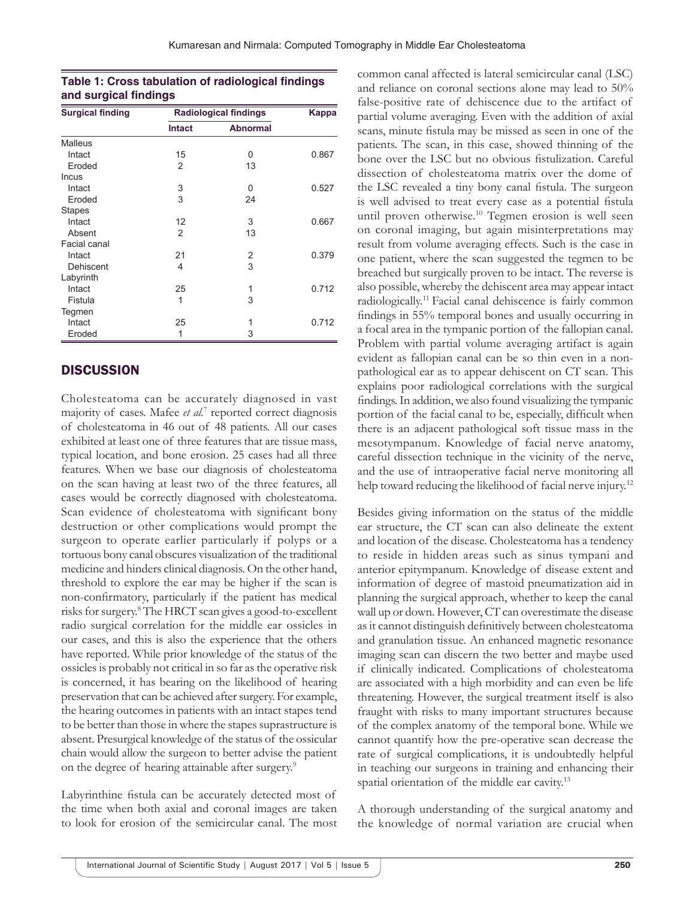**Table 1: Cross tabulation of radiological findings and surgical findings**

| Surgical finding | Radiological findings | | Kappa |
|---|---|---|---|
| | Intact | Abnormal | |
| Malleus | | | |
| Intact | 15 | 0 | 0.867 |
| Eroded | 2 | 13 | |
| Incus | | | |
| Intact | 3 | 0 | 0.527 |
| Eroded | 3 | 24 | |
| Stapes | | | |
| Intact | 12 | 3 | 0.667 |
| Absent | 2 | 13 | |
| Facial canal | | | |
| Intact | 21 | 2 | 0.379 |
| Dehiscent | 4 | 3 | |
| Labyrinth | | | |
| Intact | 25 | 1 | 0.712 |
| Fistula | 1 | 3 | |
| Tegmen | | | |
| Intact | 25 | 1 | 0.712 |
| Eroded | 1 | 3 | |

## DISCUSSION

Cholesteatoma can be accurately diagnosed in vast majority of cases. Mafee *et al.*[7] reported correct diagnosis of cholesteatoma in 46 out of 48 patients. All our cases exhibited at least one of three features that are tissue mass, typical location, and bone erosion. 25 cases had all three features. When we base our diagnosis of cholesteatoma on the scan having at least two of the three features, all cases would be correctly diagnosed with cholesteatoma. Scan evidence of cholesteatoma with significant bony destruction or other complications would prompt the surgeon to operate earlier particularly if polyps or a tortuous bony canal obscures visualization of the traditional medicine and hinders clinical diagnosis. On the other hand, threshold to explore the ear may be higher if the scan is non-confirmatory, particularly if the patient has medical risks for surgery.[8] The HRCT scan gives a good-to-excellent radio surgical correlation for the middle ear ossicles in our cases, and this is also the experience that the others have reported. While prior knowledge of the status of the ossicles is probably not critical in so far as the operative risk is concerned, it has bearing on the likelihood of hearing preservation that can be achieved after surgery. For example, the hearing outcomes in patients with an intact stapes tend to be better than those in where the stapes suprastructure is absent. Presurgical knowledge of the status of the ossicular chain would allow the surgeon to better advise the patient on the degree of hearing attainable after surgery.[9]

Labyrinthine fistula can be accurately detected most of the time when both axial and coronal images are taken to look for erosion of the semicircular canal. The most common canal affected is lateral semicircular canal (LSC) and reliance on coronal sections alone may lead to 50% false-positive rate of dehiscence due to the artifact of partial volume averaging. Even with the addition of axial scans, minute fistula may be missed as seen in one of the patients. The scan, in this case, showed thinning of the bone over the LSC but no obvious fistulization. Careful dissection of cholesteatoma matrix over the dome of the LSC revealed a tiny bony canal fistula. The surgeon is well advised to treat every case as a potential fistula until proven otherwise.[10] Tegmen erosion is well seen on coronal imaging, but again misinterpretations may result from volume averaging effects. Such is the case in one patient, where the scan suggested the tegmen to be breached but surgically proven to be intact. The reverse is also possible, whereby the dehiscent area may appear intact radiologically.[11] Facial canal dehiscence is fairly common findings in 55% temporal bones and usually occurring in a focal area in the tympanic portion of the fallopian canal. Problem with partial volume averaging artifact is again evident as fallopian canal can be so thin even in a non-pathological ear as to appear dehiscent on CT scan. This explains poor radiological correlations with the surgical findings. In addition, we also found visualizing the tympanic portion of the facial canal to be, especially, difficult when there is an adjacent pathological soft tissue mass in the mesotympanum. Knowledge of facial nerve anatomy, careful dissection technique in the vicinity of the nerve, and the use of intraoperative facial nerve monitoring all help toward reducing the likelihood of facial nerve injury.[12]

Besides giving information on the status of the middle ear structure, the CT scan can also delineate the extent and location of the disease. Cholesteatoma has a tendency to reside in hidden areas such as sinus tympani and anterior epitympanum. Knowledge of disease extent and information of degree of mastoid pneumatization aid in planning the surgical approach, whether to keep the canal wall up or down. However, CT can overestimate the disease as it cannot distinguish definitively between cholesteatoma and granulation tissue. An enhanced magnetic resonance imaging scan can discern the two better and maybe used if clinically indicated. Complications of cholesteatoma are associated with a high morbidity and can even be life threatening. However, the surgical treatment itself is also fraught with risks to many important structures because of the complex anatomy of the temporal bone. While we cannot quantify how the pre-operative scan decrease the rate of surgical complications, it is undoubtedly helpful in teaching our surgeons in training and enhancing their spatial orientation of the middle ear cavity.[13]

A thorough understanding of the surgical anatomy and the knowledge of normal variation are crucial when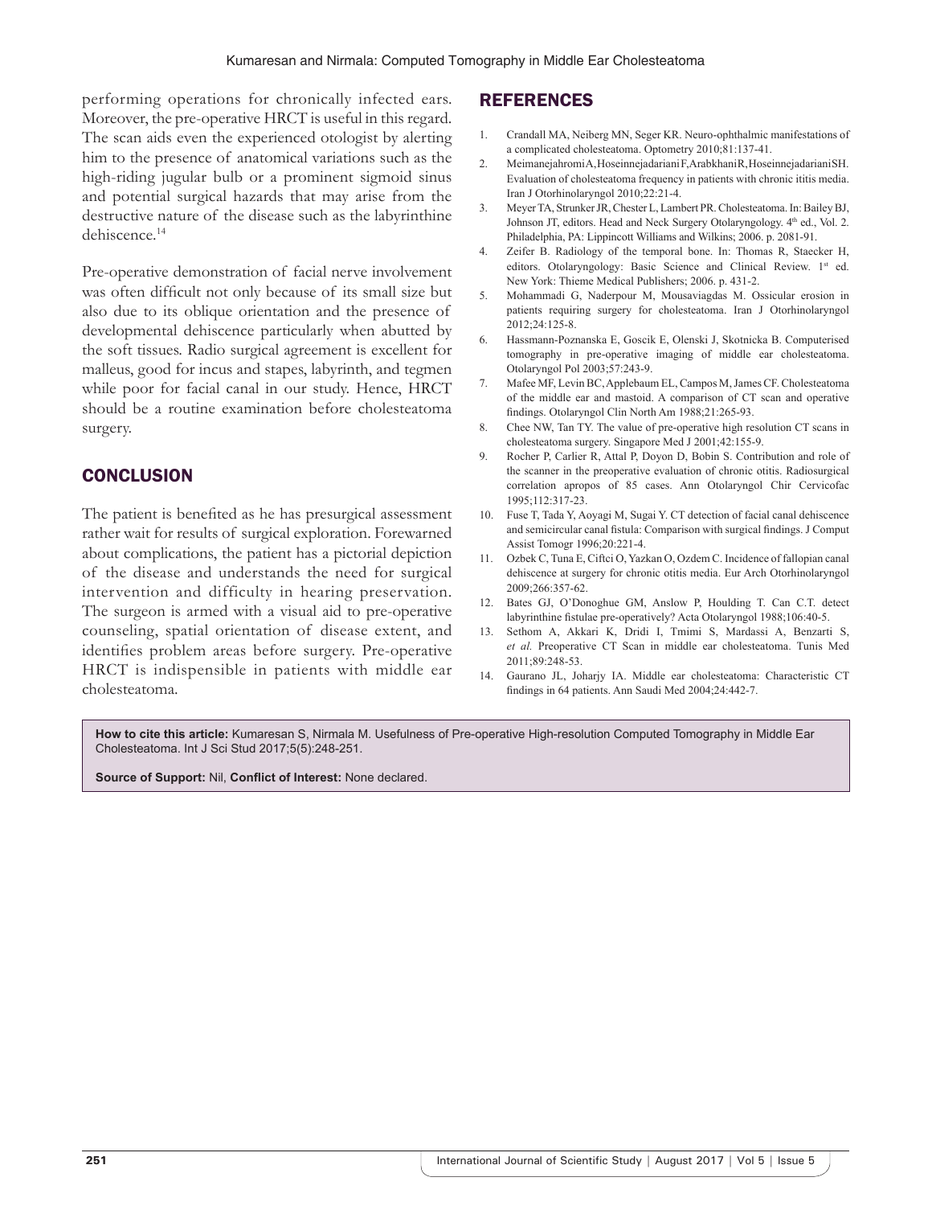performing operations for chronically infected ears. Moreover, the pre-operative HRCT is useful in this regard. The scan aids even the experienced otologist by alerting him to the presence of anatomical variations such as the high-riding jugular bulb or a prominent sigmoid sinus and potential surgical hazards that may arise from the destructive nature of the disease such as the labyrinthine dehiscence.[14]

Pre-operative demonstration of facial nerve involvement was often difficult not only because of its small size but also due to its oblique orientation and the presence of developmental dehiscence particularly when abutted by the soft tissues. Radio surgical agreement is excellent for malleus, good for incus and stapes, labyrinth, and tegmen while poor for facial canal in our study. Hence, HRCT should be a routine examination before cholesteatoma surgery.

## CONCLUSION

The patient is benefited as he has presurgical assessment rather wait for results of surgical exploration. Forewarned about complications, the patient has a pictorial depiction of the disease and understands the need for surgical intervention and difficulty in hearing preservation. The surgeon is armed with a visual aid to pre-operative counseling, spatial orientation of disease extent, and identifies problem areas before surgery. Pre-operative HRCT is indispensible in patients with middle ear cholesteatoma.

## REFERENCES

1. Crandall MA, Neiberg MN, Seger KR. Neuro-ophthalmic manifestations of a complicated cholesteatoma. Optometry 2010;81:137-41.
2. Meimanejahromi A, Hoseinnejadariani F, Arabkhani R, Hoseinnejadariani SH. Evaluation of cholesteatoma frequency in patients with chronic ititis media. Iran J Otorhinolaryngol 2010;22:21-4.
3. Meyer TA, Strunker JR, Chester L, Lambert PR. Cholesteatoma. In: Bailey BJ, Johnson JT, editors. Head and Neck Surgery Otolaryngology. 4th ed., Vol. 2. Philadelphia, PA: Lippincott Williams and Wilkins; 2006. p. 2081-91.
4. Zeifer B. Radiology of the temporal bone. In: Thomas R, Staecker H, editors. Otolaryngology: Basic Science and Clinical Review. 1st ed. New York: Thieme Medical Publishers; 2006. p. 431-2.
5. Mohammadi G, Naderpour M, Mousaviagdas M. Ossicular erosion in patients requiring surgery for cholesteatoma. Iran J Otorhinolaryngol 2012;24:125-8.
6. Hassmann-Poznanska E, Goscik E, Olenski J, Skotnicka B. Computerised tomography in pre-operative imaging of middle ear cholesteatoma. Otolaryngol Pol 2003;57:243-9.
7. Mafee MF, Levin BC, Applebaum EL, Campos M, James CF. Cholesteatoma of the middle ear and mastoid. A comparison of CT scan and operative findings. Otolaryngol Clin North Am 1988;21:265-93.
8. Chee NW, Tan TY. The value of pre-operative high resolution CT scans in cholesteatoma surgery. Singapore Med J 2001;42:155-9.
9. Rocher P, Carlier R, Attal P, Doyon D, Bobin S. Contribution and role of the scanner in the preoperative evaluation of chronic otitis. Radiosurgical correlation apropos of 85 cases. Ann Otolaryngol Chir Cervicofac 1995;112:317-23.
10. Fuse T, Tada Y, Aoyagi M, Sugai Y. CT detection of facial canal dehiscence and semicircular canal fistula: Comparison with surgical findings. J Comput Assist Tomogr 1996;20:221-4.
11. Ozbek C, Tuna E, Ciftci O, Yazkan O, Ozdem C. Incidence of fallopian canal dehiscence at surgery for chronic otitis media. Eur Arch Otorhinolaryngol 2009;266:357-62.
12. Bates GJ, O'Donoghue GM, Anslow P, Houlding T. Can C.T. detect labyrinthine fistulae pre-operatively? Acta Otolaryngol 1988;106:40-5.
13. Sethom A, Akkari K, Dridi I, Tmimi S, Mardassi A, Benzarti S, *et al.* Preoperative CT Scan in middle ear cholesteatoma. Tunis Med 2011;89:248-53.
14. Gaurano JL, Joharjy IA. Middle ear cholesteatoma: Characteristic CT findings in 64 patients. Ann Saudi Med 2004;24:442-7.

**How to cite this article:** Kumaresan S, Nirmala M. Usefulness of Pre-operative High-resolution Computed Tomography in Middle Ear Cholesteatoma. Int J Sci Stud 2017;5(5):248-251.

**Source of Support:** Nil, **Conflict of Interest:** None declared.